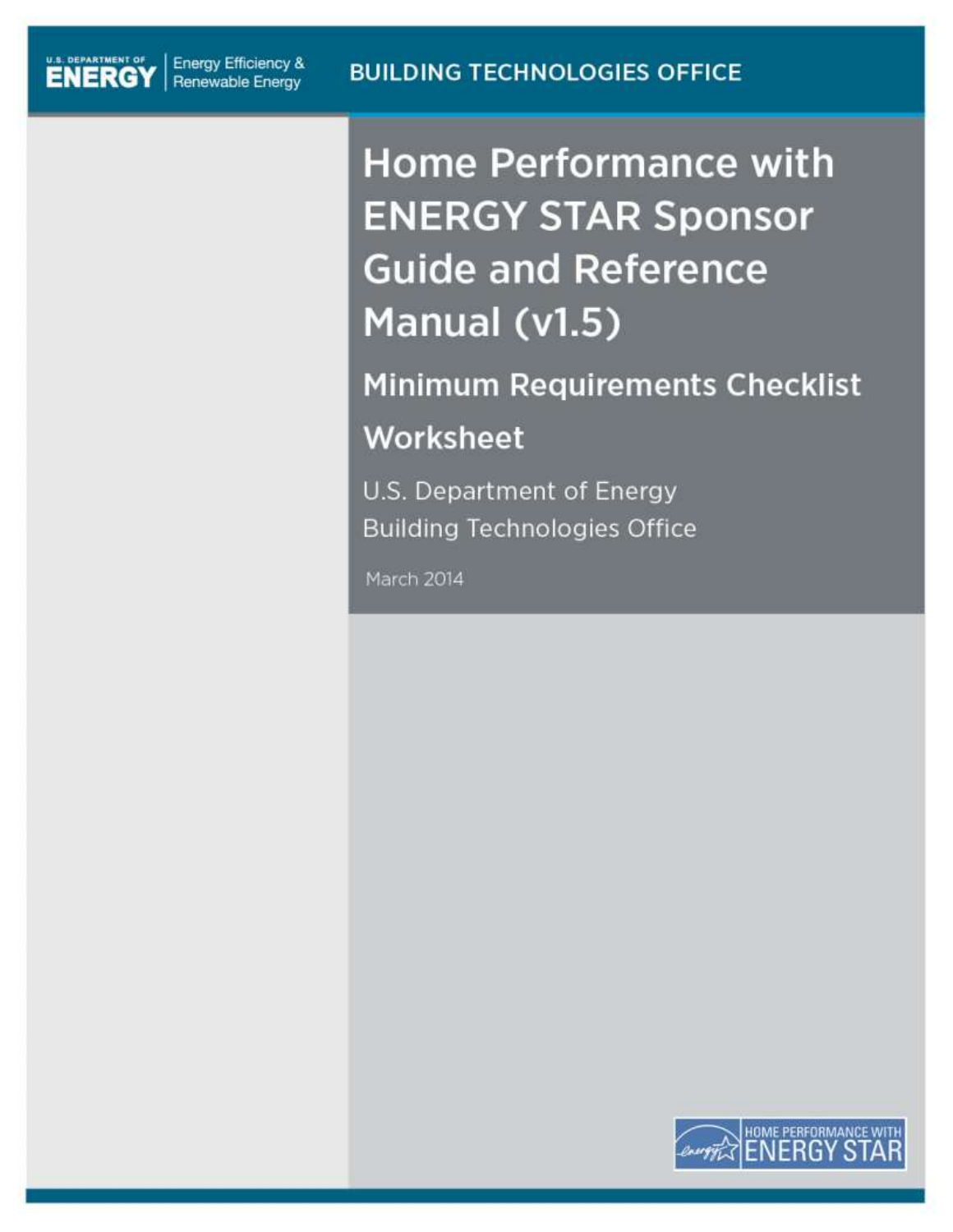U.S. DEPARTMENT OF ENERGY | Energy Efficiency & Renewable Energy

BUILDING TECHNOLOGIES OFFICE

# Home Performance with ENERGY STAR Sponsor Guide and Reference Manual (v1.5)

## Minimum Requirements Checklist

## Worksheet

U.S. Department of Energy
Building Technologies Office

March 2014

HOME PERFORMANCE WITH ENERGY STAR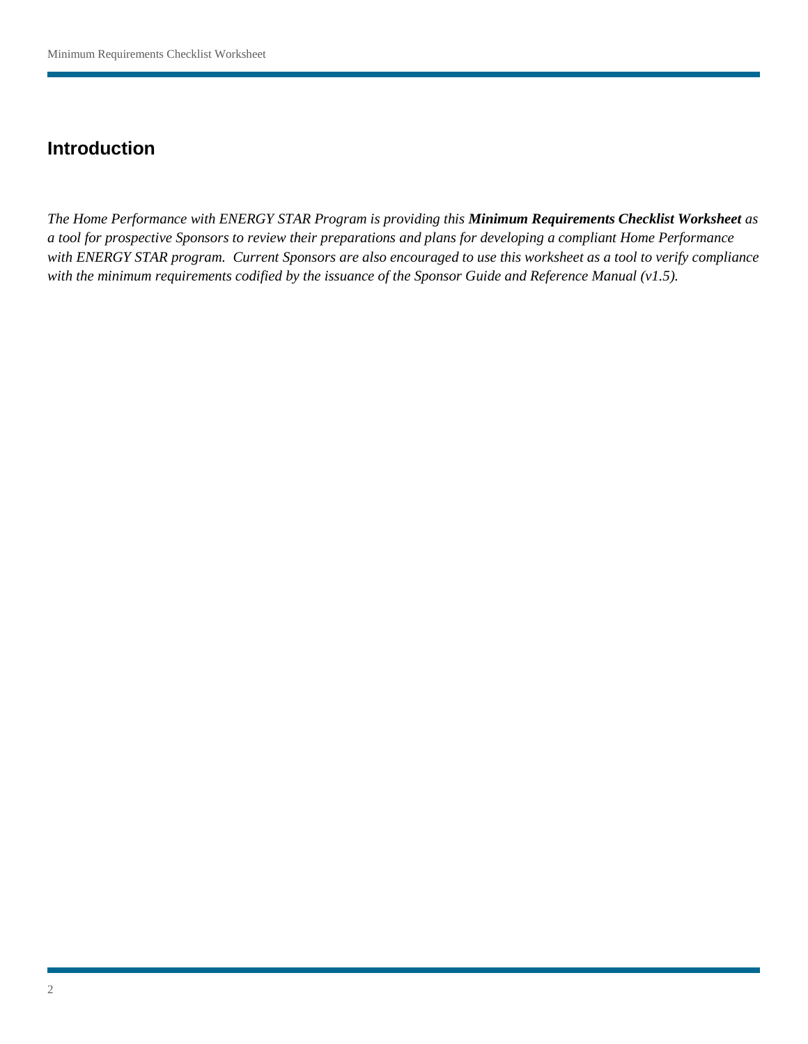## Introduction

*The Home Performance with ENERGY STAR Program is providing this* ***Minimum Requirements Checklist Worksheet*** *as a tool for prospective Sponsors to review their preparations and plans for developing a compliant Home Performance with ENERGY STAR program. Current Sponsors are also encouraged to use this worksheet as a tool to verify compliance with the minimum requirements codified by the issuance of the Sponsor Guide and Reference Manual (v1.5).*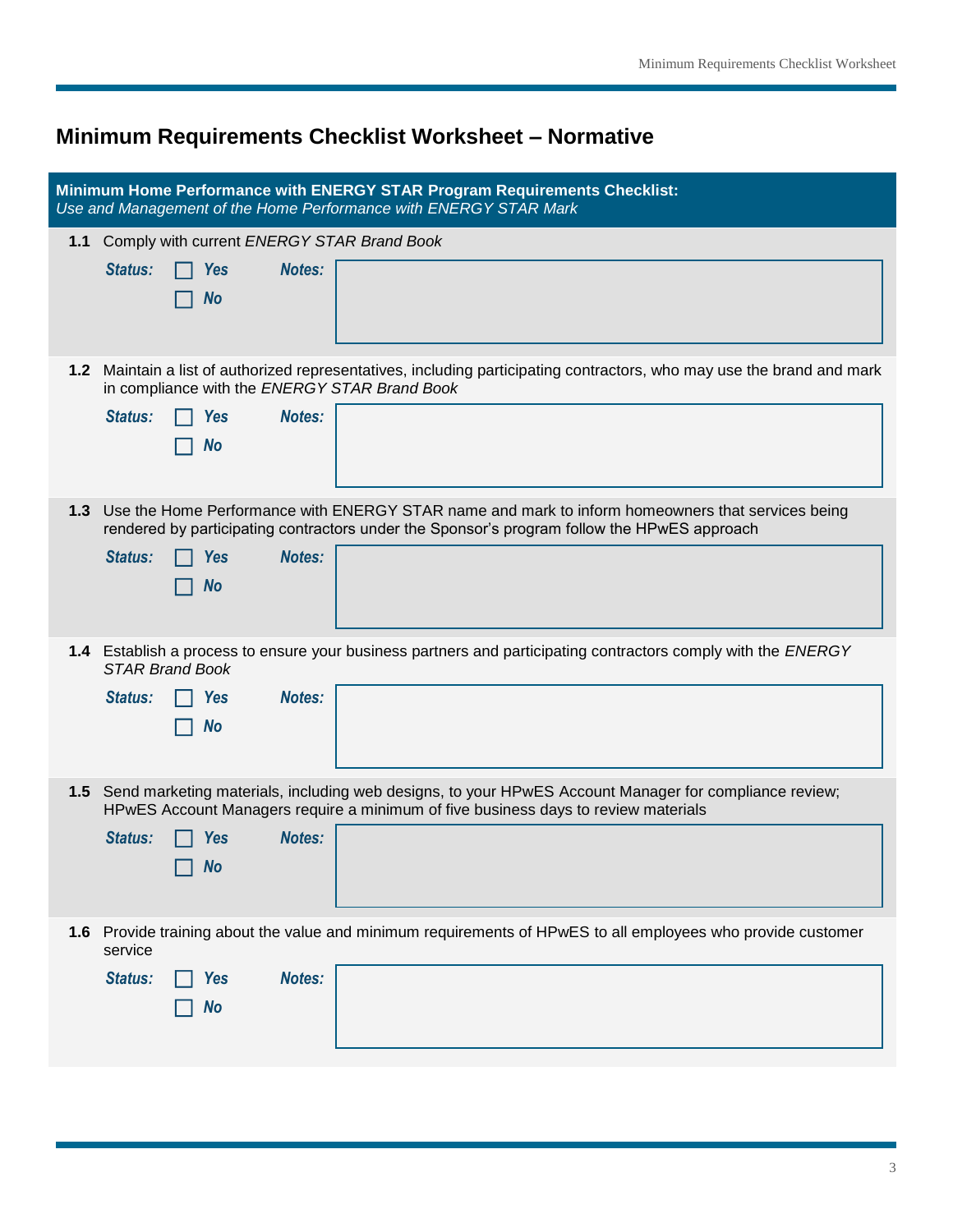# Minimum Requirements Checklist Worksheet – Normative

**Minimum Home Performance with ENERGY STAR Program Requirements Checklist:**
*Use and Management of the Home Performance with ENERGY STAR Mark*

**1.1** Comply with current *ENERGY STAR Brand Book*

***Status:*** ☐ ***Yes*** ☐ ***No***

***Notes:***

**1.2** Maintain a list of authorized representatives, including participating contractors, who may use the brand and mark in compliance with the *ENERGY STAR Brand Book*

***Status:*** ☐ ***Yes*** ☐ ***No***

***Notes:***

**1.3** Use the Home Performance with ENERGY STAR name and mark to inform homeowners that services being rendered by participating contractors under the Sponsor's program follow the HPwES approach

***Status:*** ☐ ***Yes*** ☐ ***No***

***Notes:***

**1.4** Establish a process to ensure your business partners and participating contractors comply with the *ENERGY STAR Brand Book*

***Status:*** ☐ ***Yes*** ☐ ***No***

***Notes:***

**1.5** Send marketing materials, including web designs, to your HPwES Account Manager for compliance review; HPwES Account Managers require a minimum of five business days to review materials

***Status:*** ☐ ***Yes*** ☐ ***No***

***Notes:***

**1.6** Provide training about the value and minimum requirements of HPwES to all employees who provide customer service

***Status:*** ☐ ***Yes*** ☐ ***No***

***Notes:***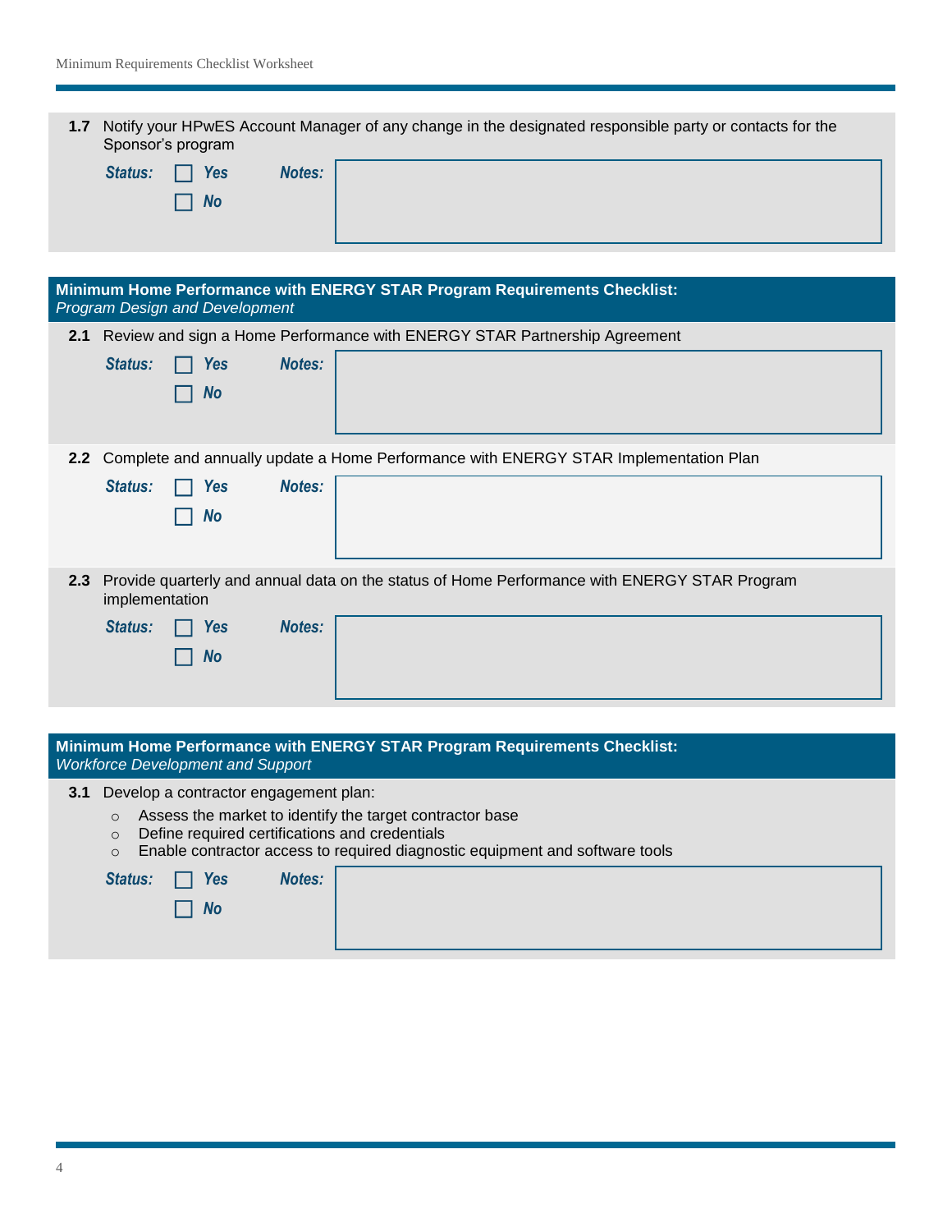**1.7** Notify your HPwES Account Manager of any change in the designated responsible party or contacts for the Sponsor's program

***Status:*** ☐ ***Yes*** ☐ ***No*** ***Notes:***

## Minimum Home Performance with ENERGY STAR Program Requirements Checklist: *Program Design and Development*

**2.1** Review and sign a Home Performance with ENERGY STAR Partnership Agreement

***Status:*** ☐ ***Yes*** ☐ ***No*** ***Notes:***

**2.2** Complete and annually update a Home Performance with ENERGY STAR Implementation Plan

***Status:*** ☐ ***Yes*** ☐ ***No*** ***Notes:***

**2.3** Provide quarterly and annual data on the status of Home Performance with ENERGY STAR Program implementation

***Status:*** ☐ ***Yes*** ☐ ***No*** ***Notes:***

## Minimum Home Performance with ENERGY STAR Program Requirements Checklist: *Workforce Development and Support*

**3.1** Develop a contractor engagement plan:

- Assess the market to identify the target contractor base
- Define required certifications and credentials
- Enable contractor access to required diagnostic equipment and software tools

***Status:*** ☐ ***Yes*** ☐ ***No*** ***Notes:***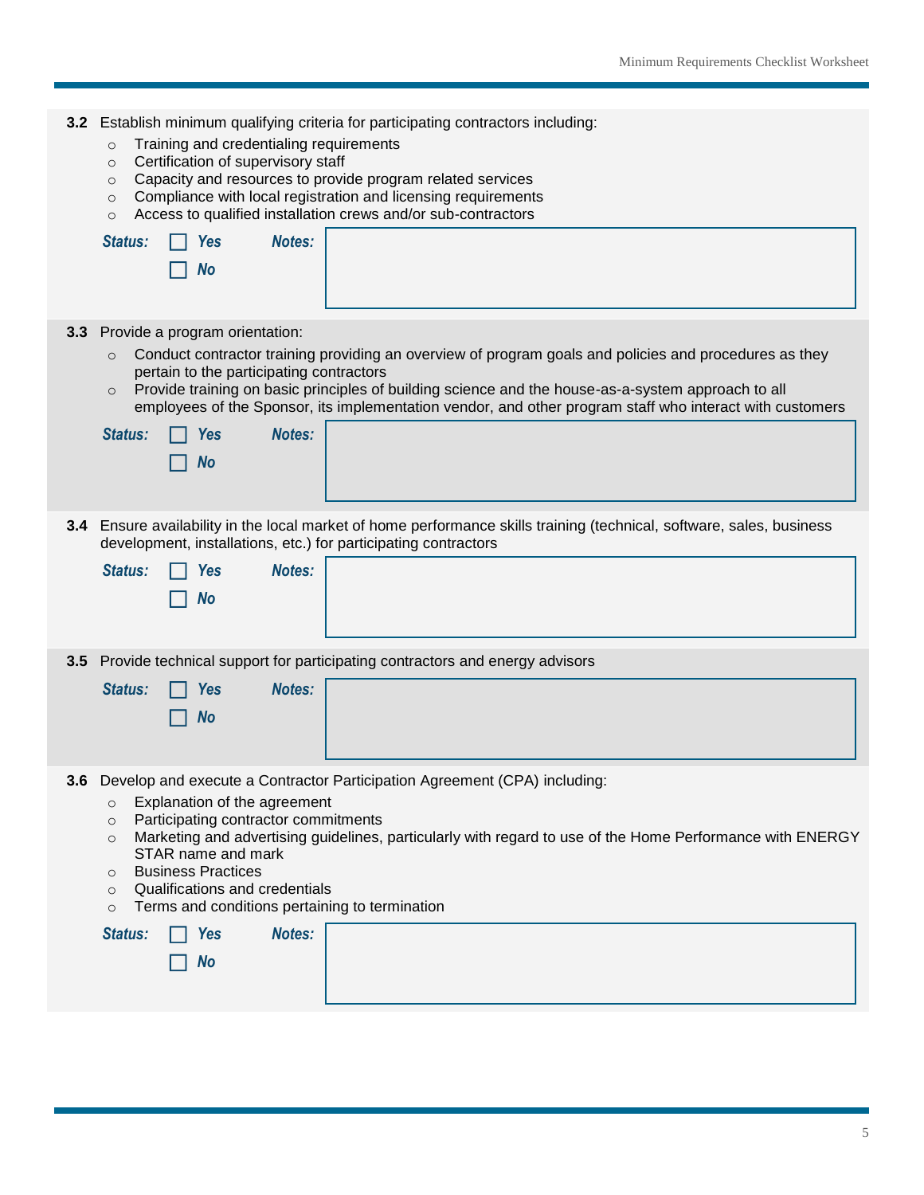**3.2** Establish minimum qualifying criteria for participating contractors including:

- Training and credentialing requirements
- Certification of supervisory staff
- Capacity and resources to provide program related services
- Compliance with local registration and licensing requirements
- Access to qualified installation crews and/or sub-contractors

***Status:*** ☐ ***Yes*** ☐ ***No*** ***Notes:***

**3.3** Provide a program orientation:

- Conduct contractor training providing an overview of program goals and policies and procedures as they pertain to the participating contractors
- Provide training on basic principles of building science and the house-as-a-system approach to all employees of the Sponsor, its implementation vendor, and other program staff who interact with customers

***Status:*** ☐ ***Yes*** ☐ ***No*** ***Notes:***

**3.4** Ensure availability in the local market of home performance skills training (technical, software, sales, business development, installations, etc.) for participating contractors

***Status:*** ☐ ***Yes*** ☐ ***No*** ***Notes:***

**3.5** Provide technical support for participating contractors and energy advisors

***Status:*** ☐ ***Yes*** ☐ ***No*** ***Notes:***

**3.6** Develop and execute a Contractor Participation Agreement (CPA) including:

- Explanation of the agreement
- Participating contractor commitments
- Marketing and advertising guidelines, particularly with regard to use of the Home Performance with ENERGY STAR name and mark
- Business Practices
- Qualifications and credentials
- Terms and conditions pertaining to termination

***Status:*** ☐ ***Yes*** ☐ ***No*** ***Notes:***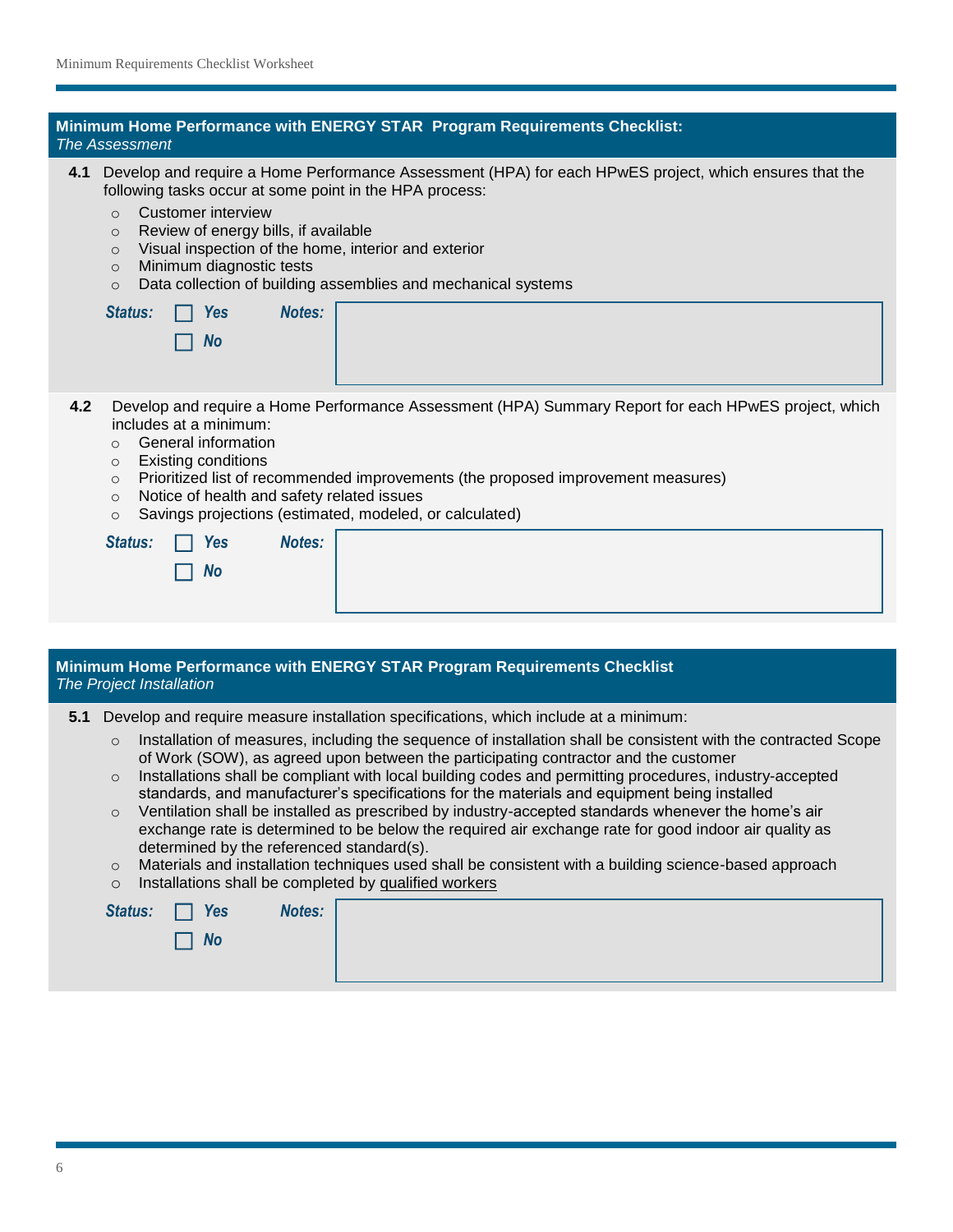## Minimum Home Performance with ENERGY STAR Program Requirements Checklist:
*The Assessment*

**4.1** Develop and require a Home Performance Assessment (HPA) for each HPwES project, which ensures that the following tasks occur at some point in the HPA process:

- Customer interview
- Review of energy bills, if available
- Visual inspection of the home, interior and exterior
- Minimum diagnostic tests
- Data collection of building assemblies and mechanical systems

***Status:*** ☐ ***Yes*** ☐ ***No*** ***Notes:***

**4.2** Develop and require a Home Performance Assessment (HPA) Summary Report for each HPwES project, which includes at a minimum:

- General information
- Existing conditions
- Prioritized list of recommended improvements (the proposed improvement measures)
- Notice of health and safety related issues
- Savings projections (estimated, modeled, or calculated)

***Status:*** ☐ ***Yes*** ☐ ***No*** ***Notes:***

## Minimum Home Performance with ENERGY STAR Program Requirements Checklist
*The Project Installation*

**5.1** Develop and require measure installation specifications, which include at a minimum:

- Installation of measures, including the sequence of installation shall be consistent with the contracted Scope of Work (SOW), as agreed upon between the participating contractor and the customer
- Installations shall be compliant with local building codes and permitting procedures, industry-accepted standards, and manufacturer's specifications for the materials and equipment being installed
- Ventilation shall be installed as prescribed by industry-accepted standards whenever the home's air exchange rate is determined to be below the required air exchange rate for good indoor air quality as determined by the referenced standard(s).
- Materials and installation techniques used shall be consistent with a building science-based approach
- Installations shall be completed by qualified workers

***Status:*** ☐ ***Yes*** ☐ ***No*** ***Notes:***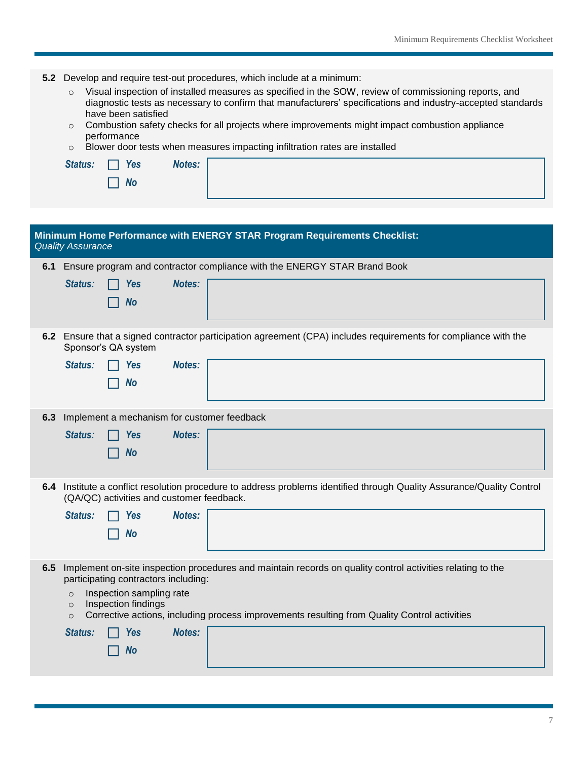**5.2** Develop and require test-out procedures, which include at a minimum:

- Visual inspection of installed measures as specified in the SOW, review of commissioning reports, and diagnostic tests as necessary to confirm that manufacturers' specifications and industry-accepted standards have been satisfied
- Combustion safety checks for all projects where improvements might impact combustion appliance performance
- Blower door tests when measures impacting infiltration rates are installed

***Status:*** ☐ ***Yes*** ☐ ***No*** ***Notes:***

## Minimum Home Performance with ENERGY STAR Program Requirements Checklist: *Quality Assurance*

**6.1** Ensure program and contractor compliance with the ENERGY STAR Brand Book

***Status:*** ☐ ***Yes*** ☐ ***No*** ***Notes:***

**6.2** Ensure that a signed contractor participation agreement (CPA) includes requirements for compliance with the Sponsor's QA system

***Status:*** ☐ ***Yes*** ☐ ***No*** ***Notes:***

**6.3** Implement a mechanism for customer feedback

***Status:*** ☐ ***Yes*** ☐ ***No*** ***Notes:***

**6.4** Institute a conflict resolution procedure to address problems identified through Quality Assurance/Quality Control (QA/QC) activities and customer feedback.

***Status:*** ☐ ***Yes*** ☐ ***No*** ***Notes:***

**6.5** Implement on-site inspection procedures and maintain records on quality control activities relating to the participating contractors including:

- Inspection sampling rate
- Inspection findings
- Corrective actions, including process improvements resulting from Quality Control activities

***Status:*** ☐ ***Yes*** ☐ ***No*** ***Notes:***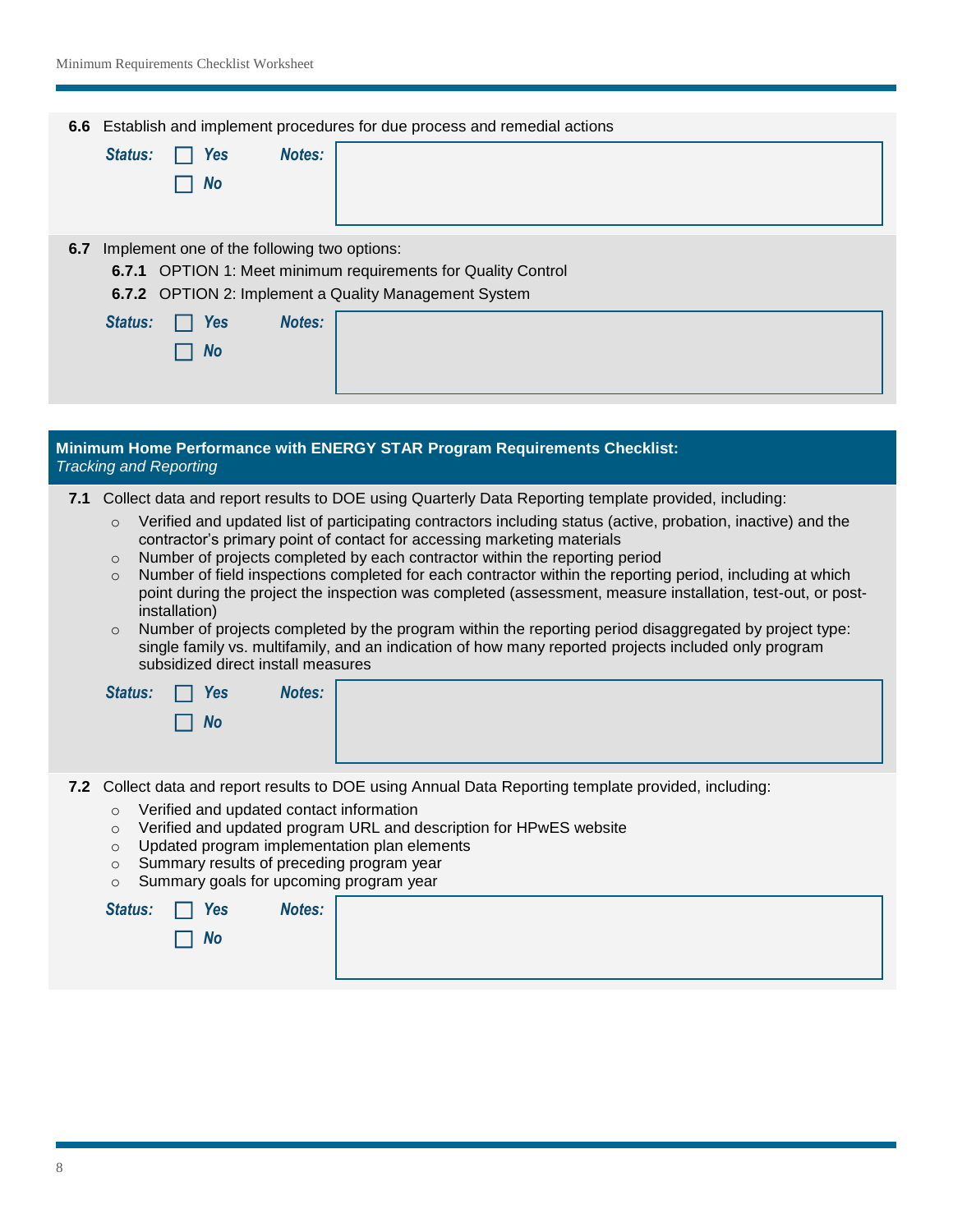**6.6** Establish and implement procedures for due process and remedial actions

***Status:*** ☐ ***Yes*** ☐ ***No*** ***Notes:***

**6.7** Implement one of the following two options:

**6.7.1** OPTION 1: Meet minimum requirements for Quality Control

**6.7.2** OPTION 2: Implement a Quality Management System

***Status:*** ☐ ***Yes*** ☐ ***No*** ***Notes:***

## Minimum Home Performance with ENERGY STAR Program Requirements Checklist: *Tracking and Reporting*

**7.1** Collect data and report results to DOE using Quarterly Data Reporting template provided, including:

- Verified and updated list of participating contractors including status (active, probation, inactive) and the contractor's primary point of contact for accessing marketing materials
- Number of projects completed by each contractor within the reporting period
- Number of field inspections completed for each contractor within the reporting period, including at which point during the project the inspection was completed (assessment, measure installation, test-out, or post-installation)
- Number of projects completed by the program within the reporting period disaggregated by project type: single family vs. multifamily, and an indication of how many reported projects included only program subsidized direct install measures

***Status:*** ☐ ***Yes*** ☐ ***No*** ***Notes:***

**7.2** Collect data and report results to DOE using Annual Data Reporting template provided, including:

- Verified and updated contact information
- Verified and updated program URL and description for HPwES website
- Updated program implementation plan elements
- Summary results of preceding program year
- Summary goals for upcoming program year

***Status:*** ☐ ***Yes*** ☐ ***No*** ***Notes:***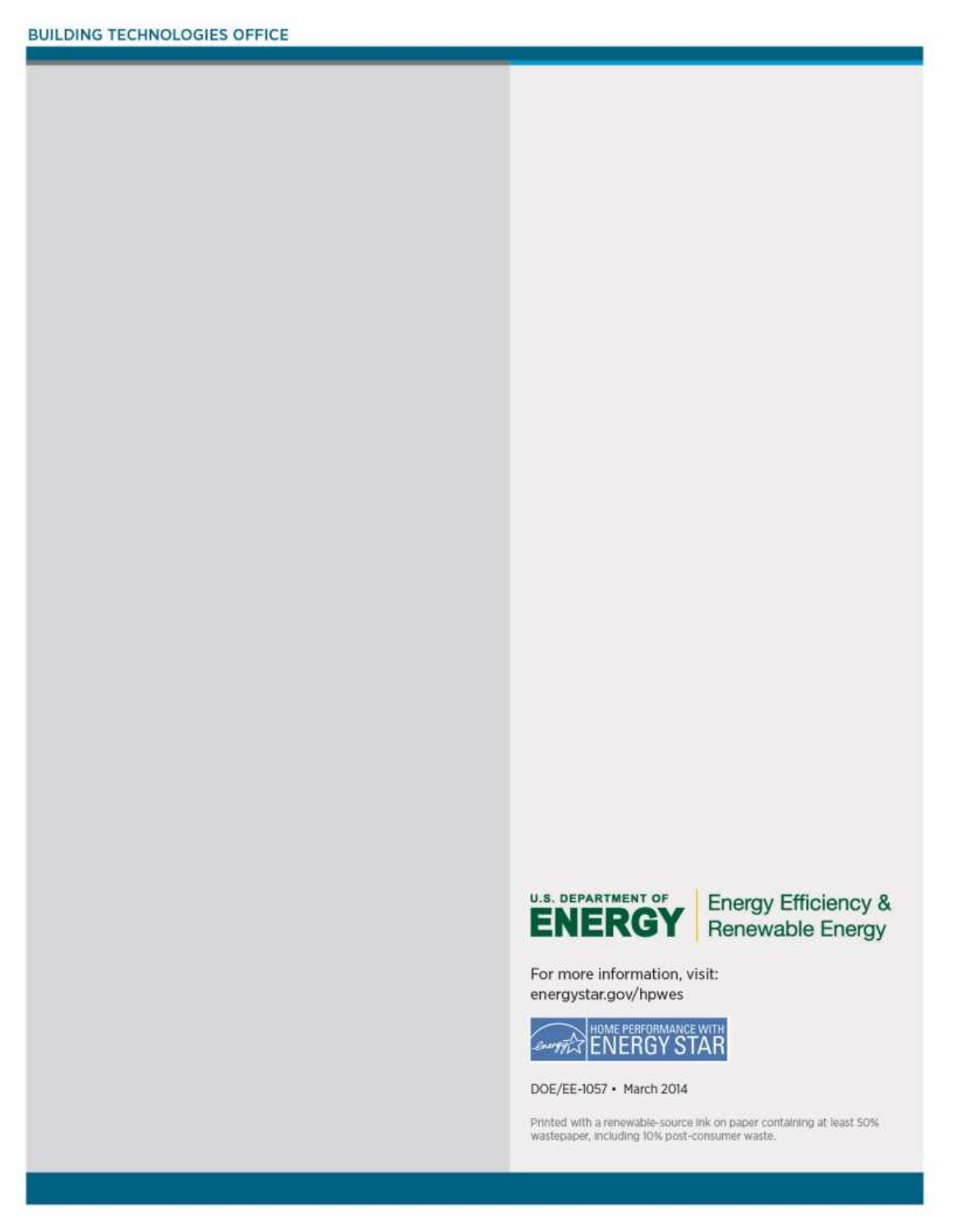U.S. DEPARTMENT OF ENERGY | Energy Efficiency & Renewable Energy

For more information, visit:
energystar.gov/hpwes

HOME PERFORMANCE WITH ENERGY STAR

DOE/EE-1057 • March 2014

Printed with a renewable-source ink on paper containing at least 50% wastepaper, including 10% post-consumer waste.